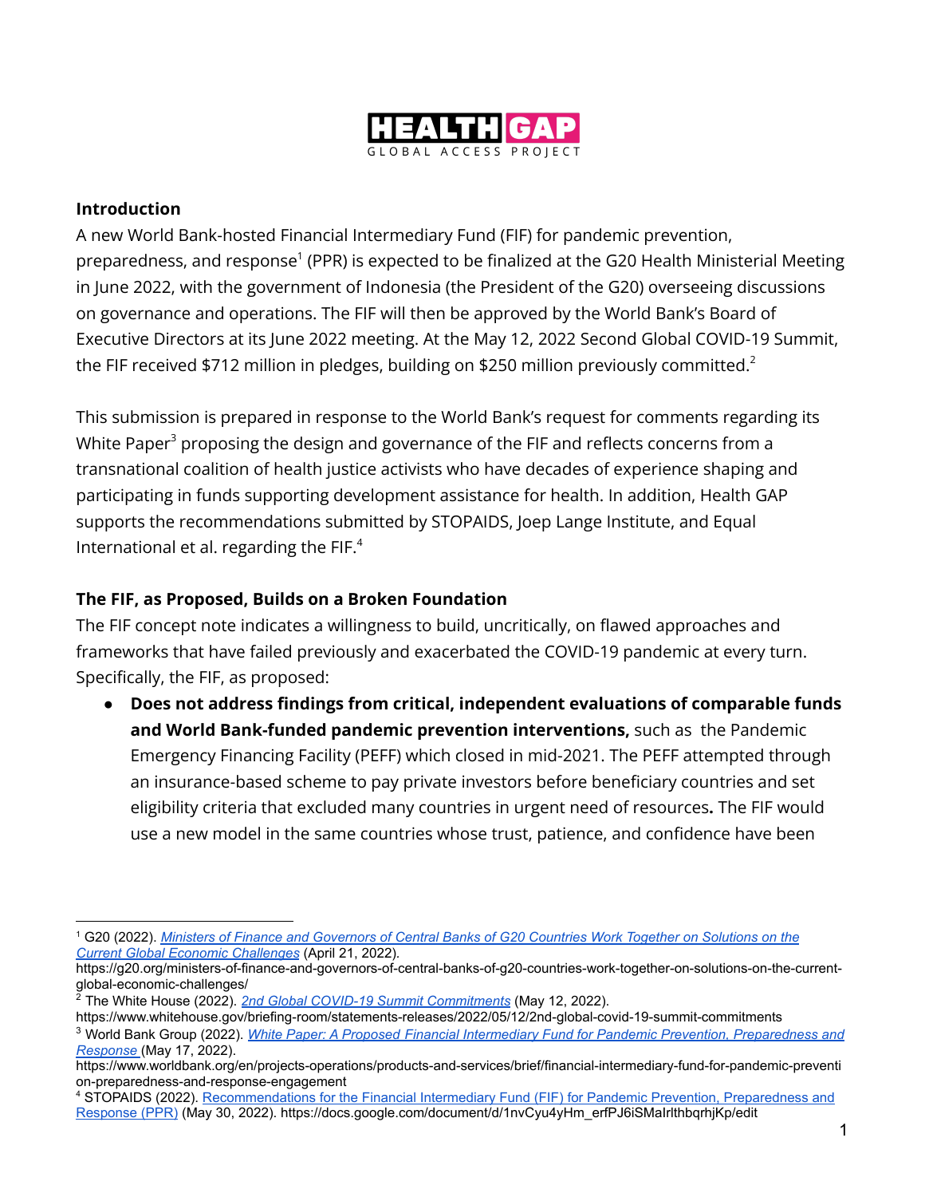HEALTH GAP
GLOBAL ACCESS PROJECT

## Introduction

A new World Bank-hosted Financial Intermediary Fund (FIF) for pandemic prevention, preparedness, and response[1] (PPR) is expected to be finalized at the G20 Health Ministerial Meeting in June 2022, with the government of Indonesia (the President of the G20) overseeing discussions on governance and operations. The FIF will then be approved by the World Bank's Board of Executive Directors at its June 2022 meeting. At the May 12, 2022 Second Global COVID-19 Summit, the FIF received $712 million in pledges, building on $250 million previously committed.[2]

This submission is prepared in response to the World Bank's request for comments regarding its White Paper[3] proposing the design and governance of the FIF and reflects concerns from a transnational coalition of health justice activists who have decades of experience shaping and participating in funds supporting development assistance for health. In addition, Health GAP supports the recommendations submitted by STOPAIDS, Joep Lange Institute, and Equal International et al. regarding the FIF.[4]

## The FIF, as Proposed, Builds on a Broken Foundation

The FIF concept note indicates a willingness to build, uncritically, on flawed approaches and frameworks that have failed previously and exacerbated the COVID-19 pandemic at every turn. Specifically, the FIF, as proposed:

- **Does not address findings from critical, independent evaluations of comparable funds and World Bank-funded pandemic prevention interventions,** such as the Pandemic Emergency Financing Facility (PEFF) which closed in mid-2021. The PEFF attempted through an insurance-based scheme to pay private investors before beneficiary countries and set eligibility criteria that excluded many countries in urgent need of resources**.** The FIF would use a new model in the same countries whose trust, patience, and confidence have been

---

[1] G20 (2022). *Ministers of Finance and Governors of Central Banks of G20 Countries Work Together on Solutions on the Current Global Economic Challenges* (April 21, 2022). https://g20.org/ministers-of-finance-and-governors-of-central-banks-of-g20-countries-work-together-on-solutions-on-the-current-global-economic-challenges/

[2] The White House (2022). *2nd Global COVID-19 Summit Commitments* (May 12, 2022). https://www.whitehouse.gov/briefing-room/statements-releases/2022/05/12/2nd-global-covid-19-summit-commitments

[3] World Bank Group (2022). *White Paper: A Proposed Financial Intermediary Fund for Pandemic Prevention, Preparedness and Response* (May 17, 2022). https://www.worldbank.org/en/projects-operations/products-and-services/brief/financial-intermediary-fund-for-pandemic-prevention-preparedness-and-response-engagement

[4] STOPAIDS (2022). Recommendations for the Financial Intermediary Fund (FIF) for Pandemic Prevention, Preparedness and Response (PPR) (May 30, 2022). https://docs.google.com/document/d/1nvCyu4yHm_erfPJ6iSMaIrlthbqrhjKp/edit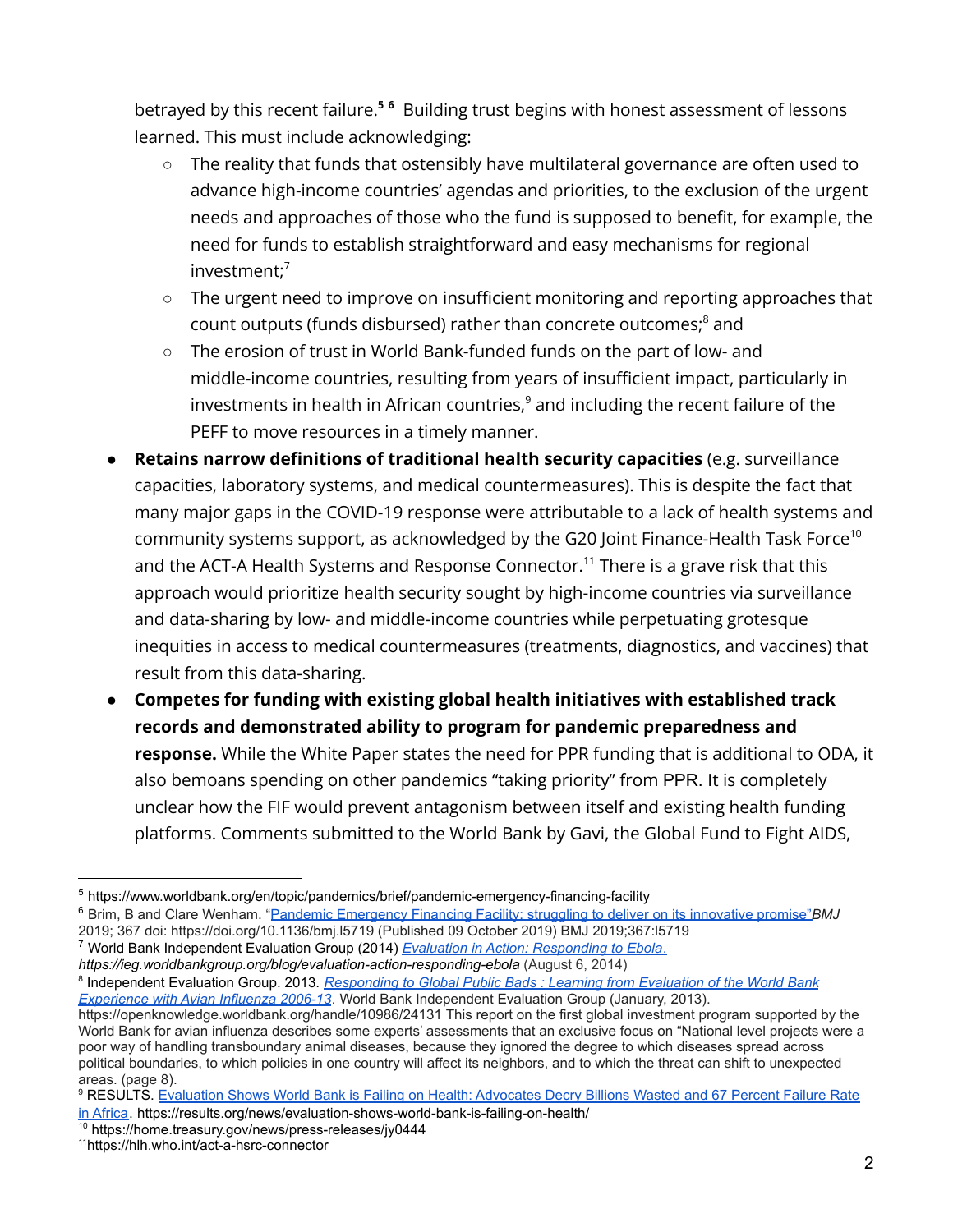betrayed by this recent failure.[5] [6] Building trust begins with honest assessment of lessons learned. This must include acknowledging:

- The reality that funds that ostensibly have multilateral governance are often used to advance high-income countries' agendas and priorities, to the exclusion of the urgent needs and approaches of those who the fund is supposed to benefit, for example, the need for funds to establish straightforward and easy mechanisms for regional investment;[7]
- The urgent need to improve on insufficient monitoring and reporting approaches that count outputs (funds disbursed) rather than concrete outcomes;[8] and
- The erosion of trust in World Bank-funded funds on the part of low- and middle-income countries, resulting from years of insufficient impact, particularly in investments in health in African countries,[9] and including the recent failure of the PEFF to move resources in a timely manner.

* **Retains narrow definitions of traditional health security capacities** (e.g. surveillance capacities, laboratory systems, and medical countermeasures). This is despite the fact that many major gaps in the COVID-19 response were attributable to a lack of health systems and community systems support, as acknowledged by the G20 Joint Finance-Health Task Force[10] and the ACT-A Health Systems and Response Connector.[11] There is a grave risk that this approach would prioritize health security sought by high-income countries via surveillance and data-sharing by low- and middle-income countries while perpetuating grotesque inequities in access to medical countermeasures (treatments, diagnostics, and vaccines) that result from this data-sharing.
* **Competes for funding with existing global health initiatives with established track records and demonstrated ability to program for pandemic preparedness and response.** While the White Paper states the need for PPR funding that is additional to ODA, it also bemoans spending on other pandemics "taking priority" from PPR. It is completely unclear how the FIF would prevent antagonism between itself and existing health funding platforms. Comments submitted to the World Bank by Gavi, the Global Fund to Fight AIDS,

---

[5] https://www.worldbank.org/en/topic/pandemics/brief/pandemic-emergency-financing-facility

[6] Brim, B and Clare Wenham. "[Pandemic Emergency Financing Facility: struggling to deliver on its innovative promise"](https://doi.org/10.1136/bmj.l5719) *BMJ* 2019; 367 doi: https://doi.org/10.1136/bmj.l5719 (Published 09 October 2019) BMJ 2019;367:l5719

[7] World Bank Independent Evaluation Group (2014) [*Evaluation in Action: Responding to Ebola*.](https://ieg.worldbankgroup.org/blog/evaluation-action-responding-ebola) *https://ieg.worldbankgroup.org/blog/evaluation-action-responding-ebola* (August 6, 2014)

[8] Independent Evaluation Group. 2013. [*Responding to Global Public Bads : Learning from Evaluation of the World Bank Experience with Avian Influenza 2006-13*](https://openknowledge.worldbank.org/handle/10986/24131). World Bank Independent Evaluation Group (January, 2013). https://openknowledge.worldbank.org/handle/10986/24131 This report on the first global investment program supported by the World Bank for avian influenza describes some experts' assessments that an exclusive focus on "National level projects were a poor way of handling transboundary animal diseases, because they ignored the degree to which diseases spread across political boundaries, to which policies in one country will affect its neighbors, and to which the threat can shift to unexpected areas. (page 8).

[9] RESULTS. [Evaluation Shows World Bank is Failing on Health: Advocates Decry Billions Wasted and 67 Percent Failure Rate in Africa](https://results.org/news/evaluation-shows-world-bank-is-failing-on-health/). https://results.org/news/evaluation-shows-world-bank-is-failing-on-health/

[10] https://home.treasury.gov/news/press-releases/jy0444

[11] https://hlh.who.int/act-a-hsrc-connector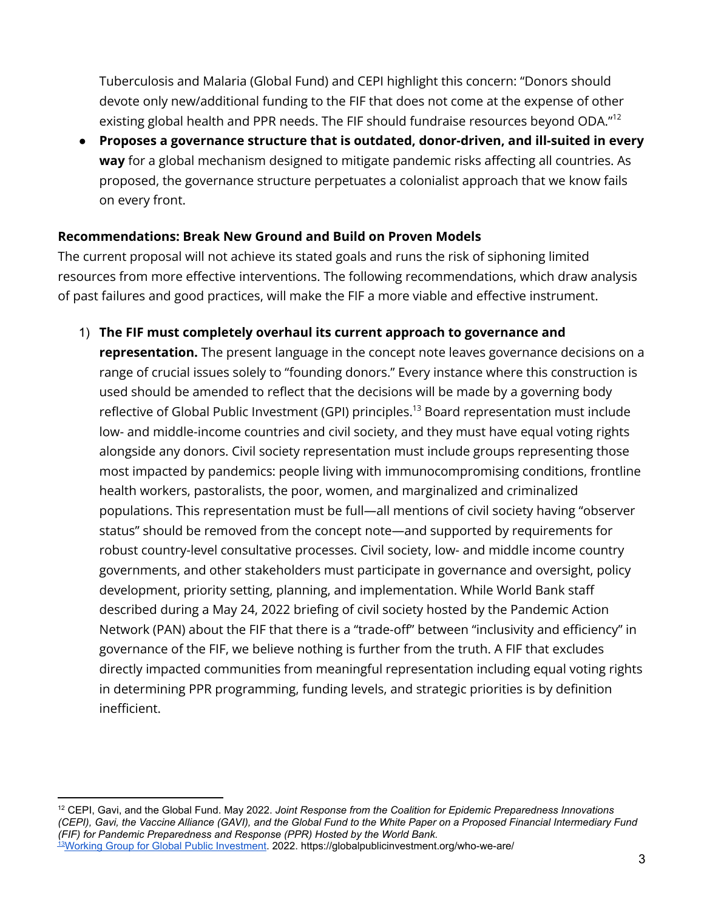Tuberculosis and Malaria (Global Fund) and CEPI highlight this concern: "Donors should devote only new/additional funding to the FIF that does not come at the expense of other existing global health and PPR needs. The FIF should fundraise resources beyond ODA."[12]

- **Proposes a governance structure that is outdated, donor-driven, and ill-suited in every way** for a global mechanism designed to mitigate pandemic risks affecting all countries. As proposed, the governance structure perpetuates a colonialist approach that we know fails on every front.

**Recommendations: Break New Ground and Build on Proven Models**

The current proposal will not achieve its stated goals and runs the risk of siphoning limited resources from more effective interventions. The following recommendations, which draw analysis of past failures and good practices, will make the FIF a more viable and effective instrument.

1) **The FIF must completely overhaul its current approach to governance and representation.** The present language in the concept note leaves governance decisions on a range of crucial issues solely to "founding donors." Every instance where this construction is used should be amended to reflect that the decisions will be made by a governing body reflective of Global Public Investment (GPI) principles.[13] Board representation must include low- and middle-income countries and civil society, and they must have equal voting rights alongside any donors. Civil society representation must include groups representing those most impacted by pandemics: people living with immunocompromising conditions, frontline health workers, pastoralists, the poor, women, and marginalized and criminalized populations. This representation must be full—all mentions of civil society having "observer status" should be removed from the concept note—and supported by requirements for robust country-level consultative processes. Civil society, low- and middle income country governments, and other stakeholders must participate in governance and oversight, policy development, priority setting, planning, and implementation. While World Bank staff described during a May 24, 2022 briefing of civil society hosted by the Pandemic Action Network (PAN) about the FIF that there is a "trade-off" between "inclusivity and efficiency" in governance of the FIF, we believe nothing is further from the truth. A FIF that excludes directly impacted communities from meaningful representation including equal voting rights in determining PPR programming, funding levels, and strategic priorities is by definition inefficient.

[12] CEPI, Gavi, and the Global Fund. May 2022. *Joint Response from the Coalition for Epidemic Preparedness Innovations (CEPI), Gavi, the Vaccine Alliance (GAVI), and the Global Fund to the White Paper on a Proposed Financial Intermediary Fund (FIF) for Pandemic Preparedness and Response (PPR) Hosted by the World Bank.*

[13] Working Group for Global Public Investment. 2022. https://globalpublicinvestment.org/who-we-are/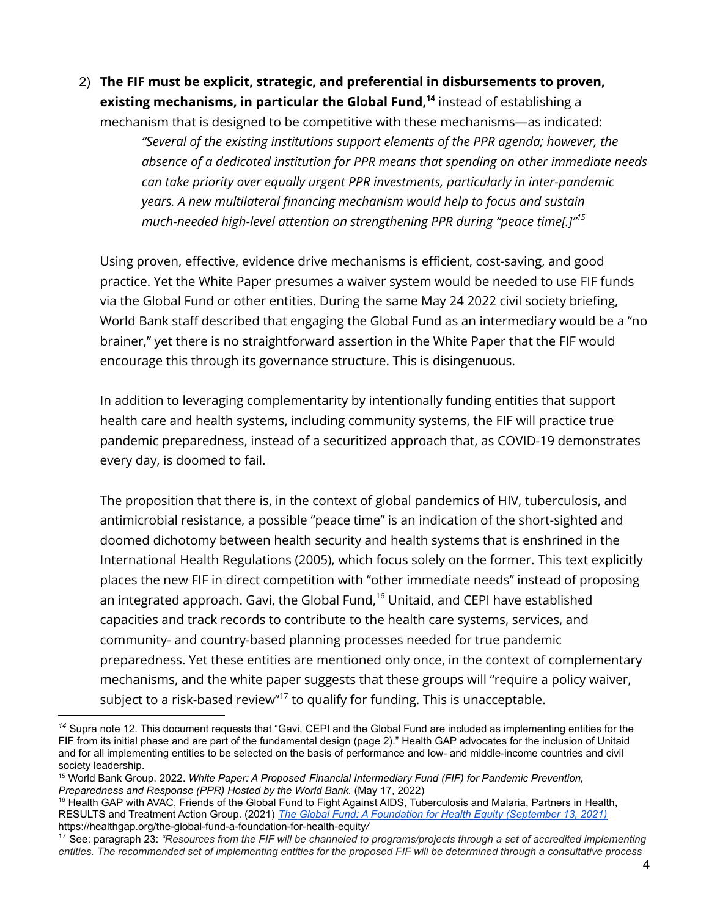2) **The FIF must be explicit, strategic, and preferential in disbursements to proven, existing mechanisms, in particular the Global Fund,[14]** instead of establishing a mechanism that is designed to be competitive with these mechanisms—as indicated:

   > *"Several of the existing institutions support elements of the PPR agenda; however, the absence of a dedicated institution for PPR means that spending on other immediate needs can take priority over equally urgent PPR investments, particularly in inter-pandemic years. A new multilateral financing mechanism would help to focus and sustain much-needed high-level attention on strengthening PPR during "peace time[.]"*[15]

   Using proven, effective, evidence drive mechanisms is efficient, cost-saving, and good practice. Yet the White Paper presumes a waiver system would be needed to use FIF funds via the Global Fund or other entities. During the same May 24 2022 civil society briefing, World Bank staff described that engaging the Global Fund as an intermediary would be a "no brainer," yet there is no straightforward assertion in the White Paper that the FIF would encourage this through its governance structure. This is disingenuous.

   In addition to leveraging complementarity by intentionally funding entities that support health care and health systems, including community systems, the FIF will practice true pandemic preparedness, instead of a securitized approach that, as COVID-19 demonstrates every day, is doomed to fail.

   The proposition that there is, in the context of global pandemics of HIV, tuberculosis, and antimicrobial resistance, a possible "peace time" is an indication of the short-sighted and doomed dichotomy between health security and health systems that is enshrined in the International Health Regulations (2005), which focus solely on the former. This text explicitly places the new FIF in direct competition with "other immediate needs" instead of proposing an integrated approach. Gavi, the Global Fund,[16] Unitaid, and CEPI have established capacities and track records to contribute to the health care systems, services, and community- and country-based planning processes needed for true pandemic preparedness. Yet these entities are mentioned only once, in the context of complementary mechanisms, and the white paper suggests that these groups will "require a policy waiver, subject to a risk-based review"[17] to qualify for funding. This is unacceptable.

---

[14] Supra note 12. This document requests that "Gavi, CEPI and the Global Fund are included as implementing entities for the FIF from its initial phase and are part of the fundamental design (page 2)." Health GAP advocates for the inclusion of Unitaid and for all implementing entities to be selected on the basis of performance and low- and middle-income countries and civil society leadership.

[15] World Bank Group. 2022. *White Paper: A Proposed Financial Intermediary Fund (FIF) for Pandemic Prevention, Preparedness and Response (PPR) Hosted by the World Bank.* (May 17, 2022)

[16] Health GAP with AVAC, Friends of the Global Fund to Fight Against AIDS, Tuberculosis and Malaria, Partners in Health, RESULTS and Treatment Action Group. (2021) *[The Global Fund: A Foundation for Health Equity (September 13, 2021)](https://healthgap.org/the-global-fund-a-foundation-for-health-equity/)* https://healthgap.org/the-global-fund-a-foundation-for-health-equity/

[17] See: paragraph 23: *"Resources from the FIF will be channeled to programs/projects through a set of accredited implementing entities. The recommended set of implementing entities for the proposed FIF will be determined through a consultative process*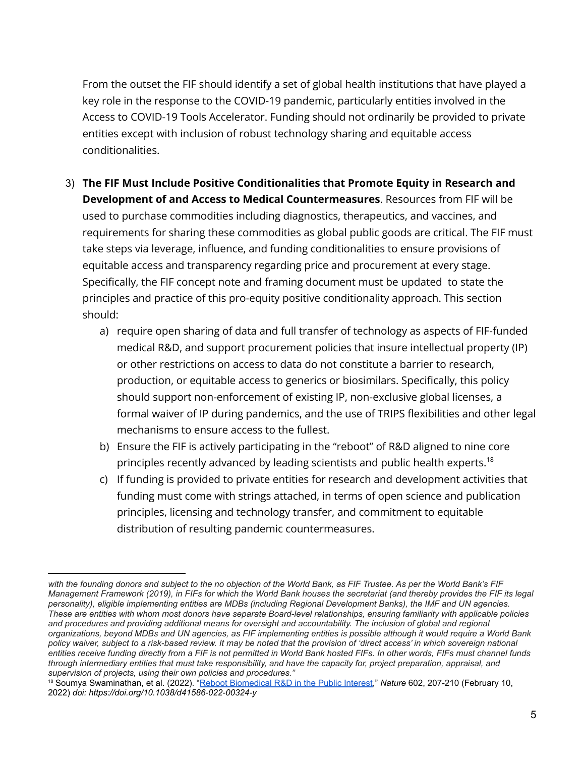From the outset the FIF should identify a set of global health institutions that have played a key role in the response to the COVID-19 pandemic, particularly entities involved in the Access to COVID-19 Tools Accelerator. Funding should not ordinarily be provided to private entities except with inclusion of robust technology sharing and equitable access conditionalities.

3) **The FIF Must Include Positive Conditionalities that Promote Equity in Research and Development of and Access to Medical Countermeasures**. Resources from FIF will be used to purchase commodities including diagnostics, therapeutics, and vaccines, and requirements for sharing these commodities as global public goods are critical. The FIF must take steps via leverage, influence, and funding conditionalities to ensure provisions of equitable access and transparency regarding price and procurement at every stage. Specifically, the FIF concept note and framing document must be updated to state the principles and practice of this pro-equity positive conditionality approach. This section should:
    a) require open sharing of data and full transfer of technology as aspects of FIF-funded medical R&D, and support procurement policies that insure intellectual property (IP) or other restrictions on access to data do not constitute a barrier to research, production, or equitable access to generics or biosimilars. Specifically, this policy should support non-enforcement of existing IP, non-exclusive global licenses, a formal waiver of IP during pandemics, and the use of TRIPS flexibilities and other legal mechanisms to ensure access to the fullest.
    b) Ensure the FIF is actively participating in the "reboot" of R&D aligned to nine core principles recently advanced by leading scientists and public health experts.[18]
    c) If funding is provided to private entities for research and development activities that funding must come with strings attached, in terms of open science and publication principles, licensing and technology transfer, and commitment to equitable distribution of resulting pandemic countermeasures.

---

*with the founding donors and subject to the no objection of the World Bank, as FIF Trustee. As per the World Bank's FIF Management Framework (2019), in FIFs for which the World Bank houses the secretariat (and thereby provides the FIF its legal personality), eligible implementing entities are MDBs (including Regional Development Banks), the IMF and UN agencies. These are entities with whom most donors have separate Board-level relationships, ensuring familiarity with applicable policies and procedures and providing additional means for oversight and accountability. The inclusion of global and regional organizations, beyond MDBs and UN agencies, as FIF implementing entities is possible although it would require a World Bank policy waiver, subject to a risk-based review. It may be noted that the provision of 'direct access' in which sovereign national entities receive funding directly from a FIF is not permitted in World Bank hosted FIFs. In other words, FIFs must channel funds through intermediary entities that must take responsibility, and have the capacity for, project preparation, appraisal, and supervision of projects, using their own policies and procedures."*

[18] Soumya Swaminathan, et al. (2022). "Reboot Biomedical R&D in the Public Interest," *Nature* 602, 207-210 (February 10, 2022) *doi: https://doi.org/10.1038/d41586-022-00324-y*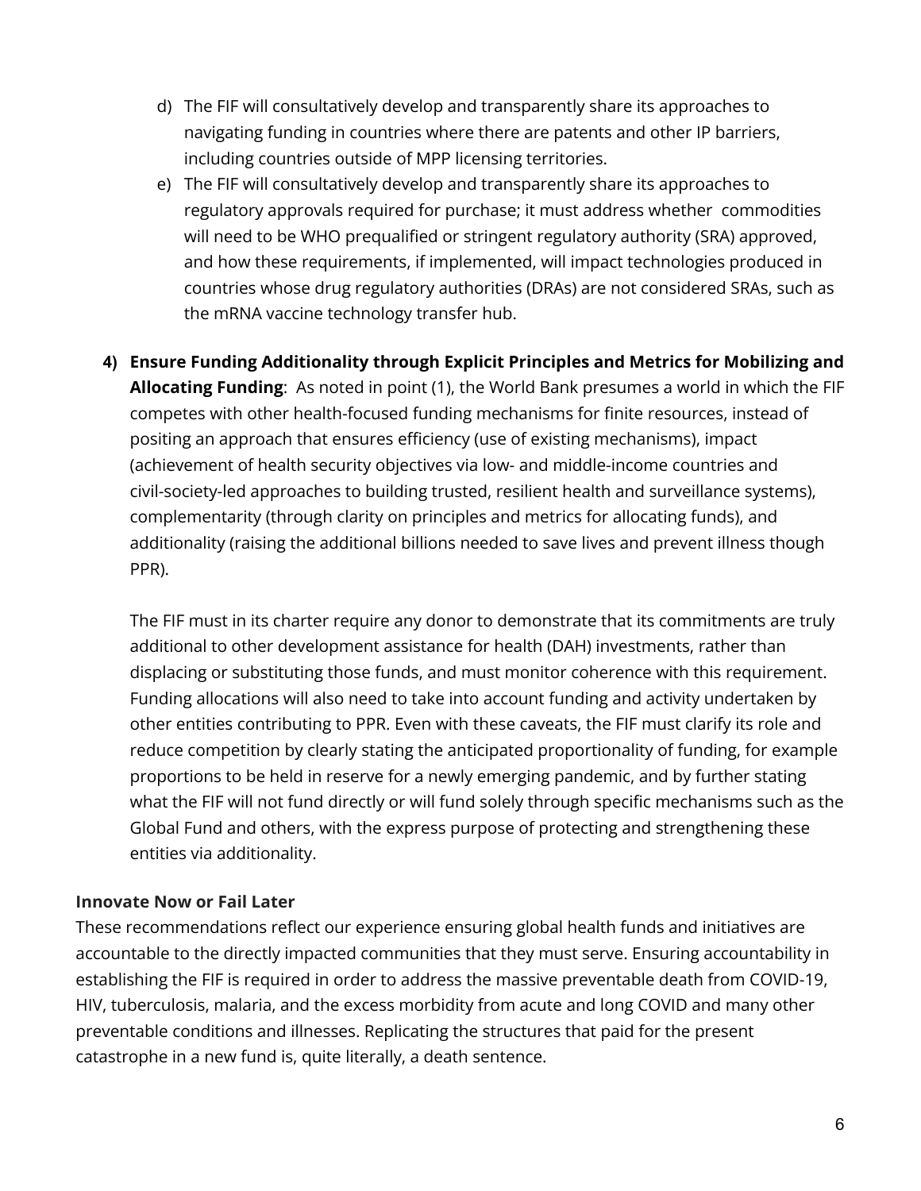d) The FIF will consultatively develop and transparently share its approaches to navigating funding in countries where there are patents and other IP barriers, including countries outside of MPP licensing territories.

e) The FIF will consultatively develop and transparently share its approaches to regulatory approvals required for purchase; it must address whether commodities will need to be WHO prequalified or stringent regulatory authority (SRA) approved, and how these requirements, if implemented, will impact technologies produced in countries whose drug regulatory authorities (DRAs) are not considered SRAs, such as the mRNA vaccine technology transfer hub.

4) **Ensure Funding Additionality through Explicit Principles and Metrics for Mobilizing and Allocating Funding**: As noted in point (1), the World Bank presumes a world in which the FIF competes with other health-focused funding mechanisms for finite resources, instead of positing an approach that ensures efficiency (use of existing mechanisms), impact (achievement of health security objectives via low- and middle-income countries and civil-society-led approaches to building trusted, resilient health and surveillance systems), complementarity (through clarity on principles and metrics for allocating funds), and additionality (raising the additional billions needed to save lives and prevent illness though PPR).

   The FIF must in its charter require any donor to demonstrate that its commitments are truly additional to other development assistance for health (DAH) investments, rather than displacing or substituting those funds, and must monitor coherence with this requirement. Funding allocations will also need to take into account funding and activity undertaken by other entities contributing to PPR. Even with these caveats, the FIF must clarify its role and reduce competition by clearly stating the anticipated proportionality of funding, for example proportions to be held in reserve for a newly emerging pandemic, and by further stating what the FIF will not fund directly or will fund solely through specific mechanisms such as the Global Fund and others, with the express purpose of protecting and strengthening these entities via additionality.

### Innovate Now or Fail Later

These recommendations reflect our experience ensuring global health funds and initiatives are accountable to the directly impacted communities that they must serve. Ensuring accountability in establishing the FIF is required in order to address the massive preventable death from COVID-19, HIV, tuberculosis, malaria, and the excess morbidity from acute and long COVID and many other preventable conditions and illnesses. Replicating the structures that paid for the present catastrophe in a new fund is, quite literally, a death sentence.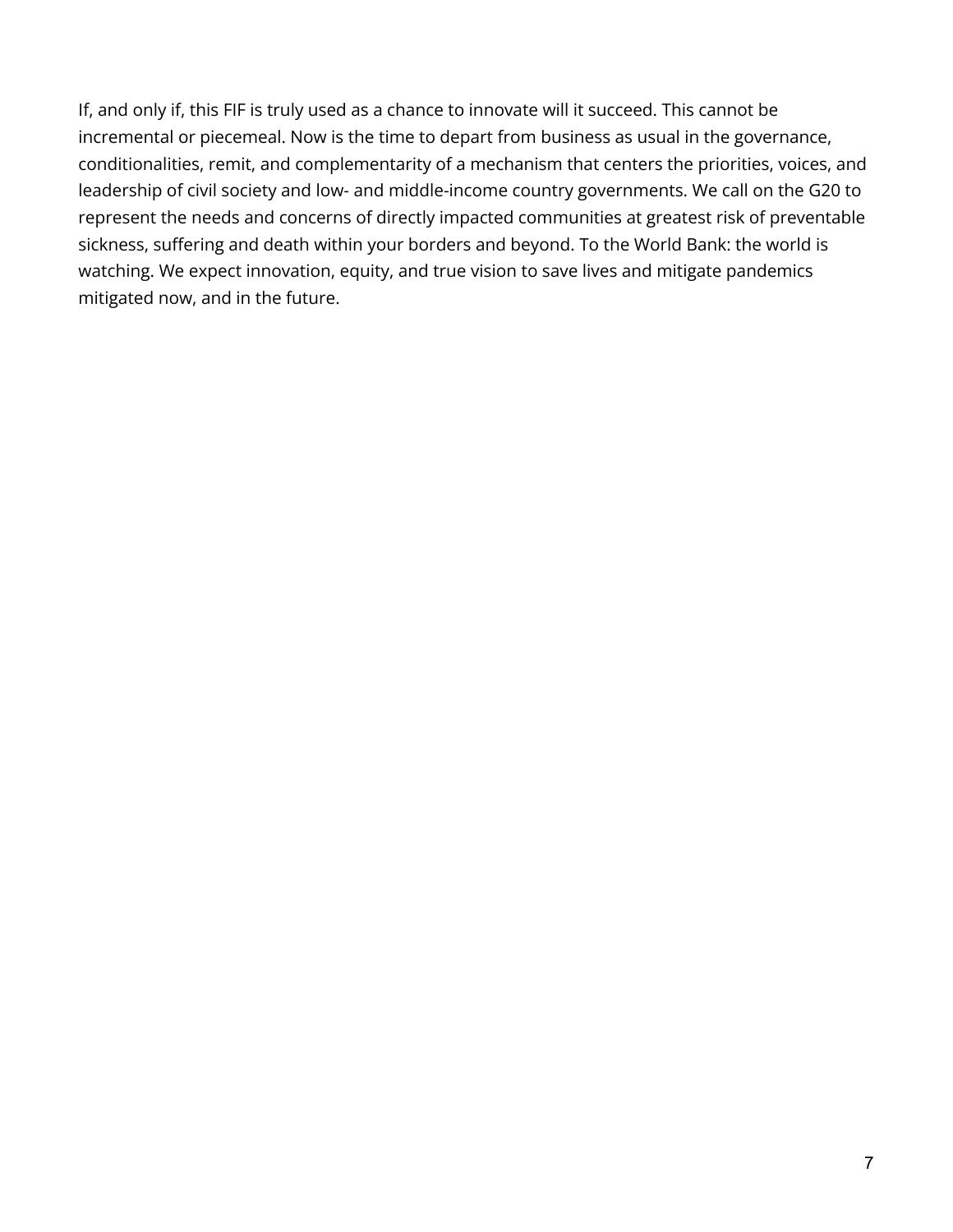If, and only if, this FIF is truly used as a chance to innovate will it succeed. This cannot be incremental or piecemeal. Now is the time to depart from business as usual in the governance, conditionalities, remit, and complementarity of a mechanism that centers the priorities, voices, and leadership of civil society and low- and middle-income country governments. We call on the G20 to represent the needs and concerns of directly impacted communities at greatest risk of preventable sickness, suffering and death within your borders and beyond. To the World Bank: the world is watching. We expect innovation, equity, and true vision to save lives and mitigate pandemics mitigated now, and in the future.